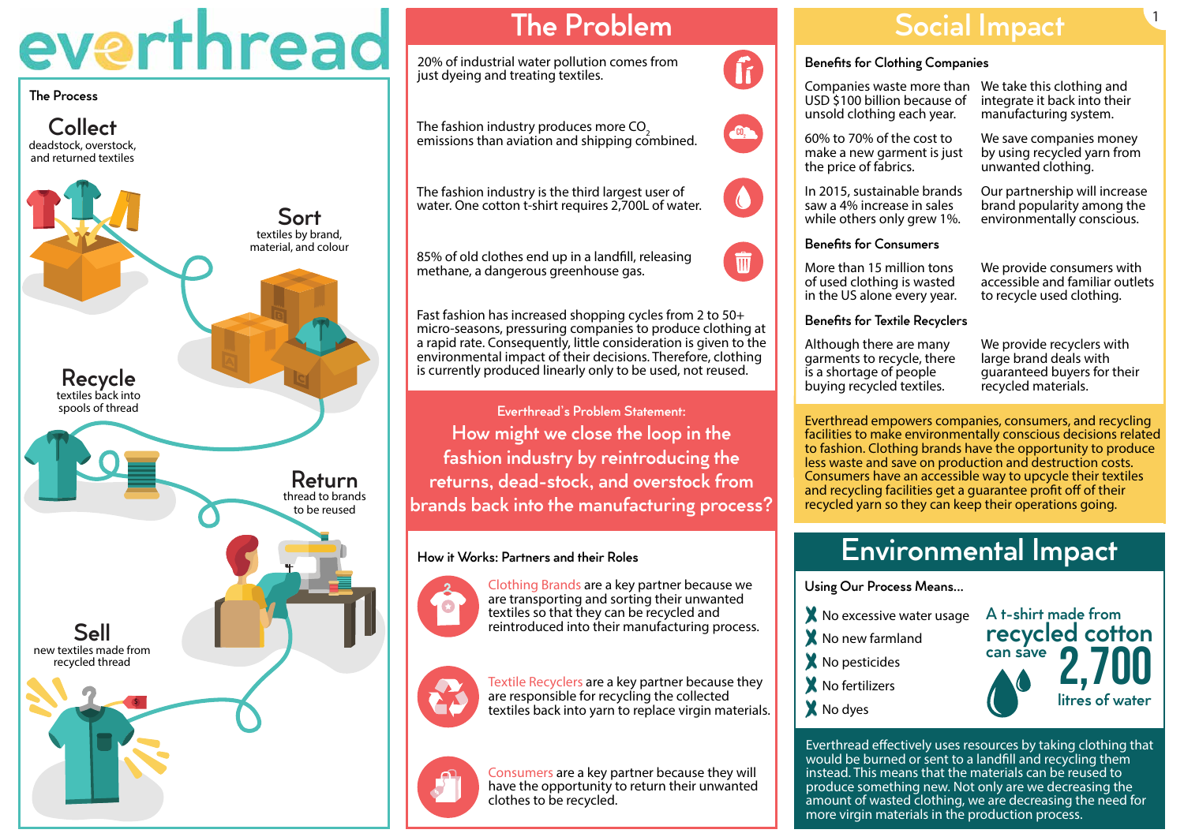# everthread

## The Process

### Collect
deadstock, overstock, and returned textiles

### Sort
textiles by brand, material, and colour

### Recycle
textiles back into spools of thread

### Return
thread to brands to be reused

### Sell
new textiles made from recycled thread

## The Problem

20% of industrial water pollution comes from just dyeing and treating textiles.

The fashion industry produces more $CO_2$ emissions than aviation and shipping combined.

The fashion industry is the third largest user of water. One cotton t-shirt requires 2,700L of water.

85% of old clothes end up in a landfill, releasing methane, a dangerous greenhouse gas.

Fast fashion has increased shopping cycles from 2 to 50+ micro-seasons, pressuring companies to produce clothing at a rapid rate. Consequently, little consideration is given to the environmental impact of their decisions. Therefore, clothing is currently produced linearly only to be used, not reused.

Everthread's Problem Statement:

**How might we close the loop in the fashion industry by reintroducing the returns, dead-stock, and overstock from brands back into the manufacturing process?**

### How it Works: Partners and their Roles

Clothing Brands are a key partner because we are transporting and sorting their unwanted textiles so that they can be recycled and reintroduced into their manufacturing process.

Textile Recyclers are a key partner because they are responsible for recycling the collected textiles back into yarn to replace virgin materials.

Consumers are a key partner because they will have the opportunity to return their unwanted clothes to be recycled.

## Social Impact

### Benefits for Clothing Companies

| | |
|---|---|
| Companies waste more than USD $100 billion because of unsold clothing each year. | We take this clothing and integrate it back into their manufacturing system. |
| 60% to 70% of the cost to make a new garment is just the price of fabrics. | We save companies money by using recycled yarn from unwanted clothing. |
| In 2015, sustainable brands saw a 4% increase in sales while others only grew 1%. | Our partnership will increase brand popularity among the environmentally conscious. |

### Benefits for Consumers

| | |
|---|---|
| More than 15 million tons of used clothing is wasted in the US alone every year. | We provide consumers with accessible and familiar outlets to recycle used clothing. |

### Benefits for Textile Recyclers

| | |
|---|---|
| Although there are many garments to recycle, there is a shortage of people buying recycled textiles. | We provide recyclers with large brand deals with guaranteed buyers for their recycled materials. |

Everthread empowers companies, consumers, and recycling facilities to make environmentally conscious decisions related to fashion. Clothing brands have the opportunity to produce less waste and save on production and destruction costs. Consumers have an accessible way to upcycle their textiles and recycling facilities get a guarantee profit off of their recycled yarn so they can keep their operations going.

## Environmental Impact

### Using Our Process Means...

- No excessive water usage
- No new farmland
- No pesticides
- No fertilizers
- No dyes

A t-shirt made from **recycled cotton** can save **2,700** litres of water

Everthread effectively uses resources by taking clothing that would be burned or sent to a landfill and recycling them instead. This means that the materials can be reused to produce something new. Not only are we decreasing the amount of wasted clothing, we are decreasing the need for more virgin materials in the production process.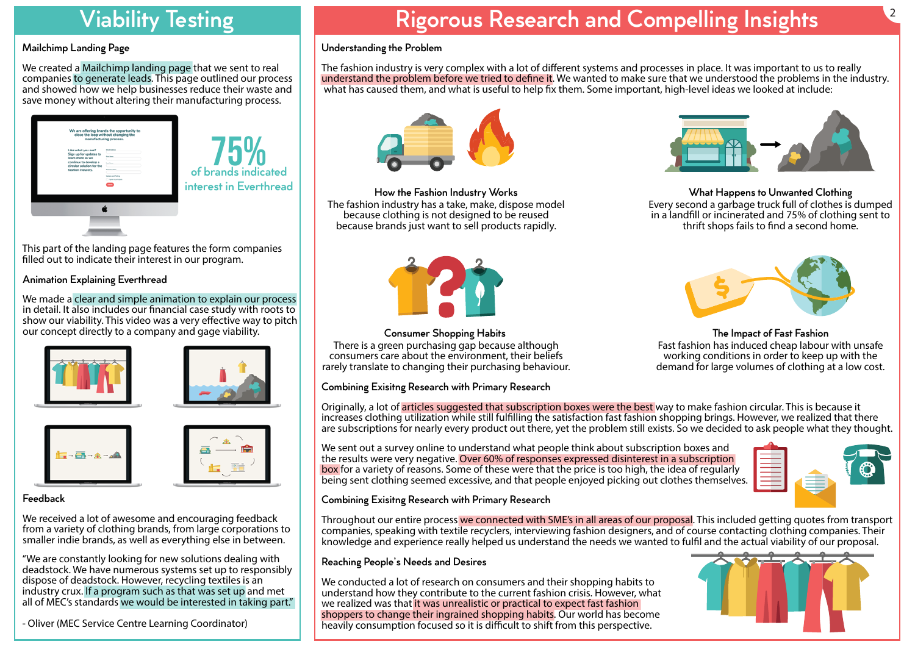# Viability Testing

### Mailchimp Landing Page

We created a Mailchimp landing page that we sent to real companies to generate leads. This page outlined our process and showed how we help businesses reduce their waste and save money without altering their manufacturing process.

**75%** of brands indicated interest in Everthread

This part of the landing page features the form companies filled out to indicate their interest in our program.

### Animation Explaining Everthread

We made a clear and simple animation to explain our process in detail. It also includes our financial case study with roots to show our viability. This video was a very effective way to pitch our concept directly to a company and gage viability.

### Feedback

We received a lot of awesome and encouraging feedback from a variety of clothing brands, from large corporations to smaller indie brands, as well as everything else in between.

"We are constantly looking for new solutions dealing with deadstock. We have numerous systems set up to responsibly dispose of deadstock. However, recycling textiles is an industry crux. If a program such as that was set up and met all of MEC's standards we would be interested in taking part."

- Oliver (MEC Service Centre Learning Coordinator)

# Rigorous Research and Compelling Insights

### Understanding the Problem

The fashion industry is very complex with a lot of different systems and processes in place. It was important to us to really understand the problem before we tried to define it. We wanted to make sure that we understood the problems in the industry. what has caused them, and what is useful to help fix them. Some important, high-level ideas we looked at include:

**How the Fashion Industry Works**
The fashion industry has a take, make, dispose model because clothing is not designed to be reused because brands just want to sell products rapidly.

**What Happens to Unwanted Clothing**
Every second a garbage truck full of clothes is dumped in a landfill or incinerated and 75% of clothing sent to thrift shops fails to find a second home.

**Consumer Shopping Habits**
There is a green purchasing gap because although consumers care about the environment, their beliefs rarely translate to changing their purchasing behaviour.

**The Impact of Fast Fashion**
Fast fashion has induced cheap labour with unsafe working conditions in order to keep up with the demand for large volumes of clothing at a low cost.

### Combining Exisitng Research with Primary Research

Originally, a lot of articles suggested that subscription boxes were the best way to make fashion circular. This is because it increases clothing utilization while still fulfilling the satisfaction fast fashion shopping brings. However, we realized that there are subscriptions for nearly every product out there, yet the problem still exists. So we decided to ask people what they thought.

We sent out a survey online to understand what people think about subscription boxes and the results were very negative. Over 60% of responses expressed disinterest in a subscription box for a variety of reasons. Some of these were that the price is too high, the idea of regularly being sent clothing seemed excessive, and that people enjoyed picking out clothes themselves.

### Combining Exisitng Research with Primary Research

Throughout our entire process we connected with SME's in all areas of our proposal. This included getting quotes from transport companies, speaking with textile recyclers, interviewing fashion designers, and of course contacting clothing companies. Their knowledge and experience really helped us understand the needs we wanted to fulfil and the actual viability of our proposal.

### Reaching People's Needs and Desires

We conducted a lot of research on consumers and their shopping habits to understand how they contribute to the current fashion crisis. However, what we realized was that it was unrealistic or practical to expect fast fashion shoppers to change their ingrained shopping habits. Our world has become heavily consumption focused so it is difficult to shift from this perspective.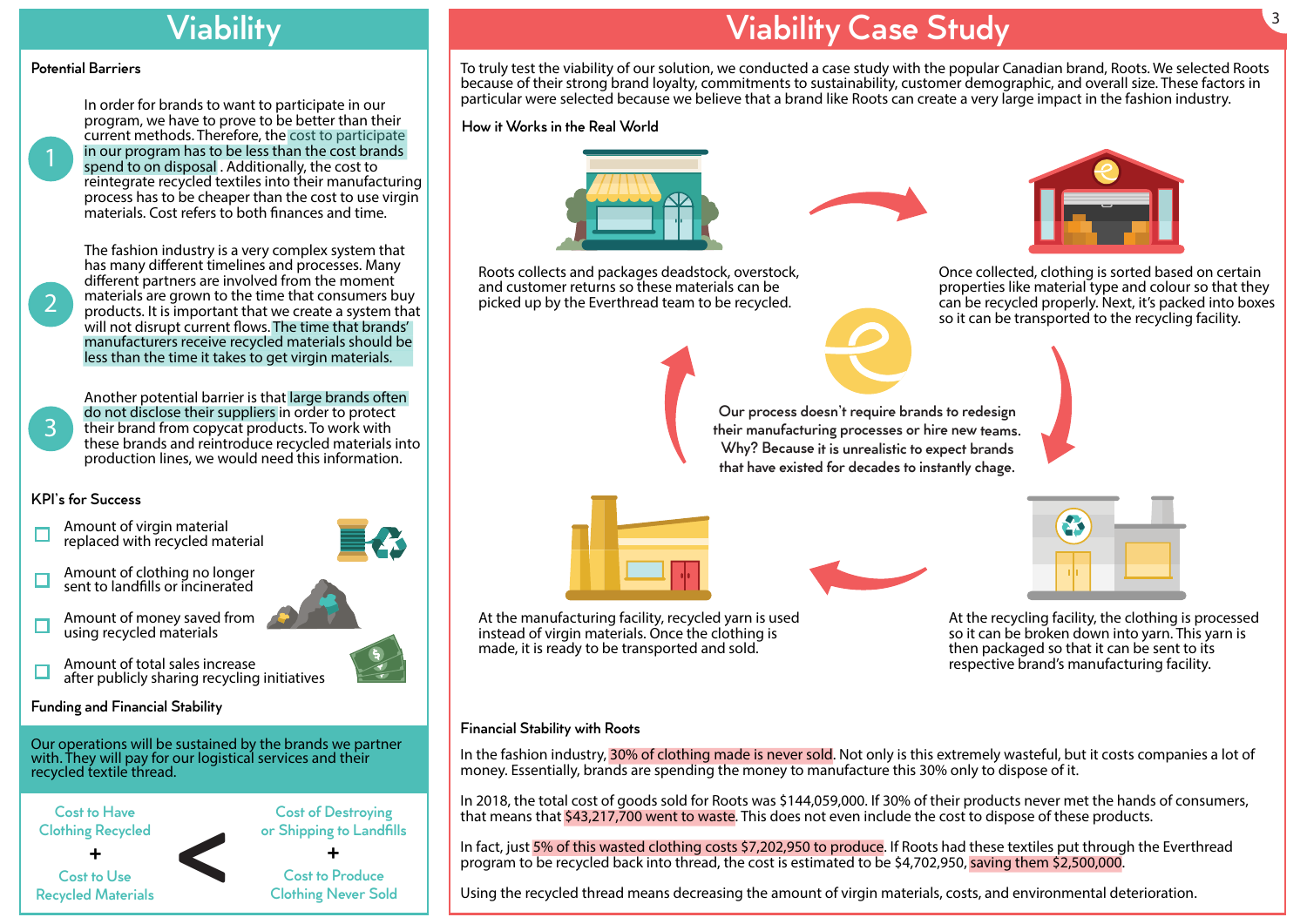# Viability

## Potential Barriers

1. In order for brands to want to participate in our program, we have to prove to be better than their current methods. Therefore, the cost to participate in our program has to be less than the cost brands spend to on disposal . Additionally, the cost to reintegrate recycled textiles into their manufacturing process has to be cheaper than the cost to use virgin materials. Cost refers to both finances and time.

2. The fashion industry is a very complex system that has many different timelines and processes. Many different partners are involved from the moment materials are grown to the time that consumers buy products. It is important that we create a system that will not disrupt current flows. The time that brands' manufacturers receive recycled materials should be less than the time it takes to get virgin materials.

3. Another potential barrier is that large brands often do not disclose their suppliers in order to protect their brand from copycat products. To work with these brands and reintroduce recycled materials into production lines, we would need this information.

## KPI's for Success

- [ ] Amount of virgin material replaced with recycled material
- [ ] Amount of clothing no longer sent to landfills or incinerated
- [ ] Amount of money saved from using recycled materials
- [ ] Amount of total sales increase after publicly sharing recycling initiatives

## Funding and Financial Stability

Our operations will be sustained by the brands we partner with. They will pay for our logistical services and their recycled textile thread.

Cost to Have Clothing Recycled + Cost to Use Recycled Materials < Cost of Destroying or Shipping to Landfills + Cost to Produce Clothing Never Sold

# Viability Case Study

To truly test the viability of our solution, we conducted a case study with the popular Canadian brand, Roots. We selected Roots because of their strong brand loyalty, commitments to sustainability, customer demographic, and overall size. These factors in particular were selected because we believe that a brand like Roots can create a very large impact in the fashion industry.

## How it Works in the Real World

Roots collects and packages deadstock, overstock, and customer returns so these materials can be picked up by the Everthread team to be recycled.

Once collected, clothing is sorted based on certain properties like material type and colour so that they can be recycled properly. Next, it's packed into boxes so it can be transported to the recycling facility.

At the recycling facility, the clothing is processed so it can be broken down into yarn. This yarn is then packaged so that it can be sent to its respective brand's manufacturing facility.

At the manufacturing facility, recycled yarn is used instead of virgin materials. Once the clothing is made, it is ready to be transported and sold.

Our process doesn't require brands to redesign their manufacturing processes or hire new teams. Why? Because it is unrealistic to expect brands that have existed for decades to instantly chage.

## Financial Stability with Roots

In the fashion industry, 30% of clothing made is never sold. Not only is this extremely wasteful, but it costs companies a lot of money. Essentially, brands are spending the money to manufacture this 30% only to dispose of it.

In 2018, the total cost of goods sold for Roots was $144,059,000. If 30% of their products never met the hands of consumers, that means that $43,217,700 went to waste. This does not even include the cost to dispose of these products.

In fact, just 5% of this wasted clothing costs $7,202,950 to produce. If Roots had these textiles put through the Everthread program to be recycled back into thread, the cost is estimated to be $4,702,950, saving them $2,500,000.

Using the recycled thread means decreasing the amount of virgin materials, costs, and environmental deterioration.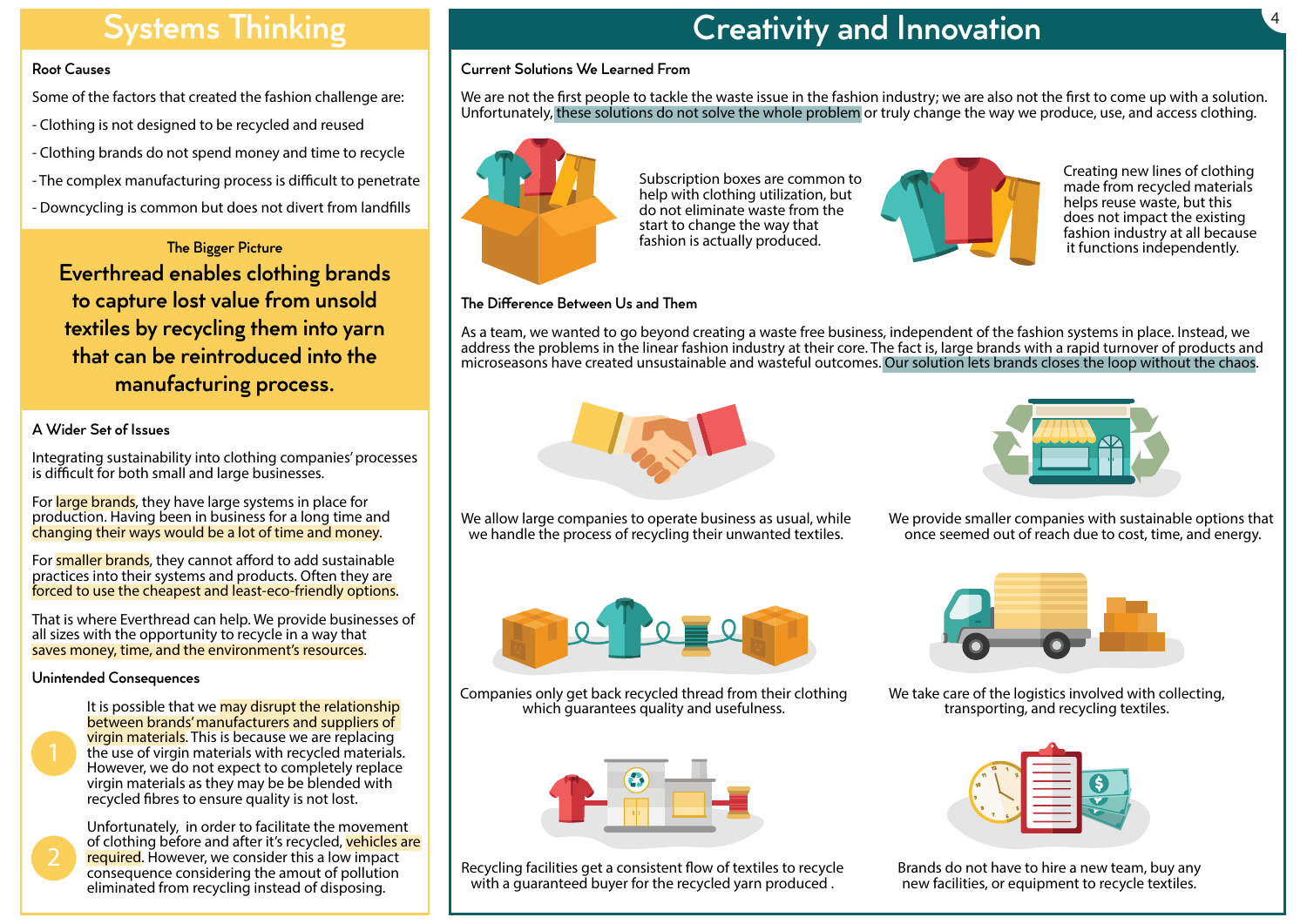# Systems Thinking

### Root Causes

Some of the factors that created the fashion challenge are:

- Clothing is not designed to be recycled and reused
- Clothing brands do not spend money and time to recycle
- The complex manufacturing process is difficult to penetrate
- Downcycling is common but does not divert from landfills

### The Bigger Picture

**Everthread enables clothing brands to capture lost value from unsold textiles by recycling them into yarn that can be reintroduced into the manufacturing process.**

### A Wider Set of Issues

Integrating sustainability into clothing companies' processes is difficult for both small and large businesses.

For large brands, they have large systems in place for production. Having been in business for a long time and changing their ways would be a lot of time and money.

For smaller brands, they cannot afford to add sustainable practices into their systems and products. Often they are forced to use the cheapest and least-eco-friendly options.

That is where Everthread can help. We provide businesses of all sizes with the opportunity to recycle in a way that saves money, time, and the environment's resources.

### Unintended Consequences

1. It is possible that we may disrupt the relationship between brands' manufacturers and suppliers of virgin materials. This is because we are replacing the use of virgin materials with recycled materials. However, we do not expect to completely replace virgin materials as they may be blended with recycled fibres to ensure quality is not lost.

2. Unfortunately, in order to facilitate the movement of clothing before and after it's recycled, vehicles are required. However, we consider this a low impact consequence considering the amount of pollution eliminated from recycling instead of disposing.

# Creativity and Innovation

### Current Solutions We Learned From

We are not the first people to tackle the waste issue in the fashion industry; we are also not the first to come up with a solution. Unfortunately, these solutions do not solve the whole problem or truly change the way we produce, use, and access clothing.

Subscription boxes are common to help with clothing utilization, but do not eliminate waste from the start to change the way that fashion is actually produced.

Creating new lines of clothing made from recycled materials helps reuse waste, but this does not impact the existing fashion industry at all because it functions independently.

### The Difference Between Us and Them

As a team, we wanted to go beyond creating a waste free business, independent of the fashion systems in place. Instead, we address the problems in the linear fashion industry at their core. The fact is, large brands with a rapid turnover of products and microseasons have created unsustainable and wasteful outcomes. Our solution lets brands closes the loop without the chaos.

We allow large companies to operate business as usual, while we handle the process of recycling their unwanted textiles.

We provide smaller companies with sustainable options that once seemed out of reach due to cost, time, and energy.

Companies only get back recycled thread from their clothing which guarantees quality and usefulness.

We take care of the logistics involved with collecting, transporting, and recycling textiles.

Recycling facilities get a consistent flow of textiles to recycle with a guaranteed buyer for the recycled yarn produced .

Brands do not have to hire a new team, buy any new facilities, or equipment to recycle textiles.